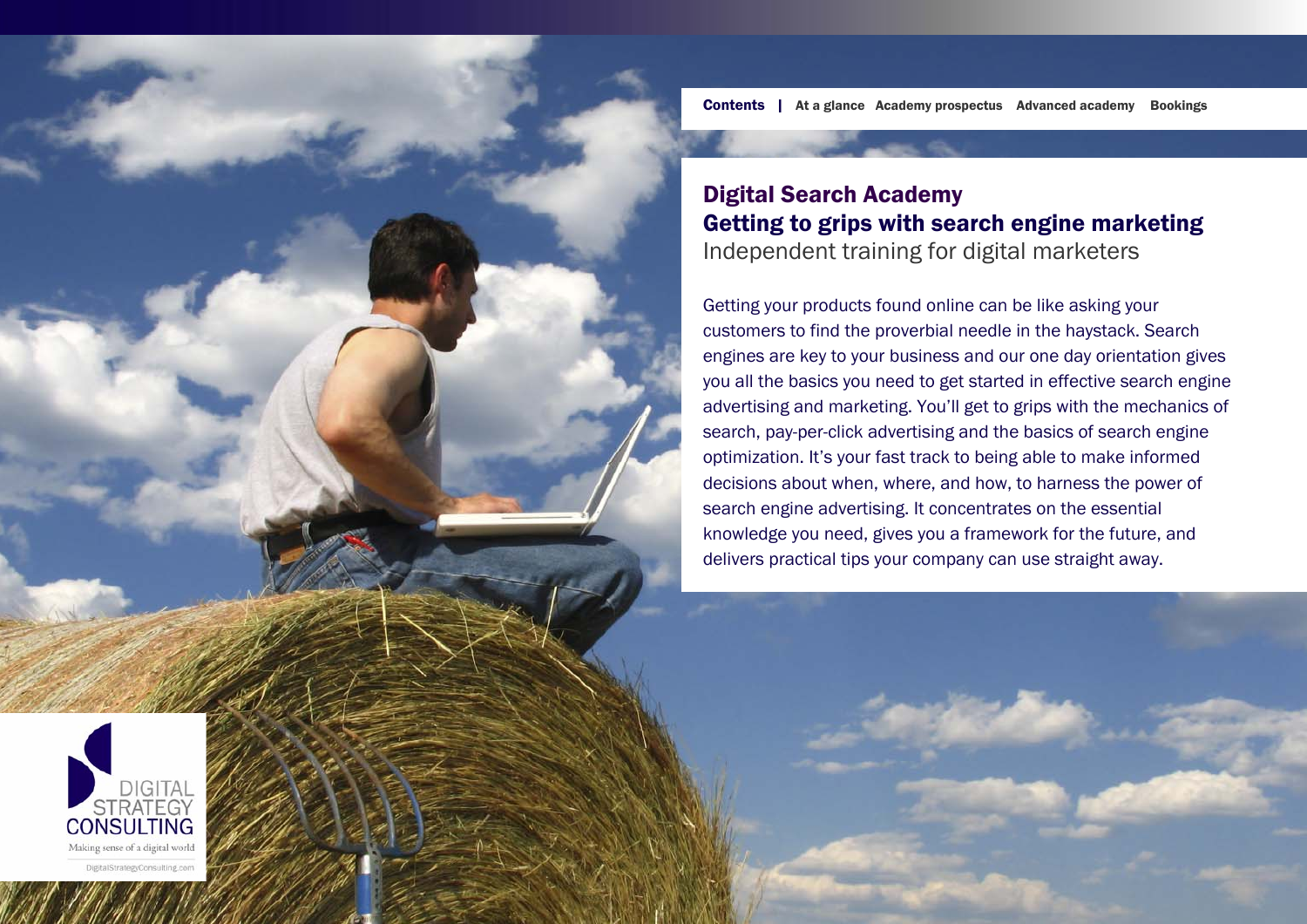**Contents** | At a glance  Academy prospectus  Advanced academy  Bookings

# Digital Search Academy
## Getting to grips with search engine marketing
Independent training for digital marketers

Getting your products found online can be like asking your customers to find the proverbial needle in the haystack. Search engines are key to your business and our one day orientation gives you all the basics you need to get started in effective search engine advertising and marketing. You'll get to grips with the mechanics of search, pay-per-click advertising and the basics of search engine optimization. It's your fast track to being able to make informed decisions about when, where, and how, to harness the power of search engine advertising. It concentrates on the essential knowledge you need, gives you a framework for the future, and delivers practical tips your company can use straight away.

DIGITAL STRATEGY CONSULTING

Making sense of a digital world

DigitalStrategyConsulting.com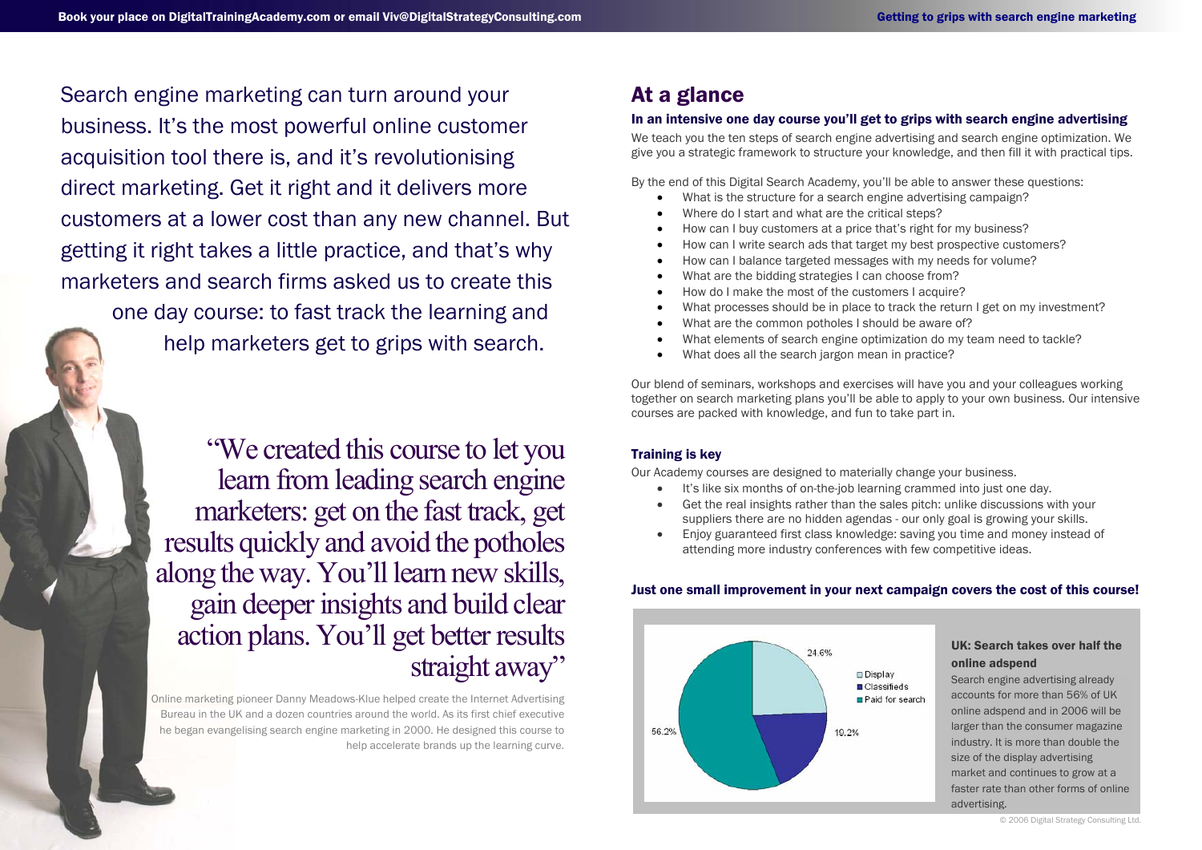Search engine marketing can turn around your business. It's the most powerful online customer acquisition tool there is, and it's revolutionising direct marketing. Get it right and it delivers more customers at a lower cost than any new channel. But getting it right takes a little practice, and that's why marketers and search firms asked us to create this one day course: to fast track the learning and help marketers get to grips with search.

> "We created this course to let you learn from leading search engine marketers: get on the fast track, get results quickly and avoid the potholes along the way. You'll learn new skills, gain deeper insights and build clear action plans. You'll get better results straight away"

Online marketing pioneer Danny Meadows-Klue helped create the Internet Advertising Bureau in the UK and a dozen countries around the world. As its first chief executive he began evangelising search engine marketing in 2000. He designed this course to help accelerate brands up the learning curve.

## At a glance

### In an intensive one day course you'll get to grips with search engine advertising

We teach you the ten steps of search engine advertising and search engine optimization. We give you a strategic framework to structure your knowledge, and then fill it with practical tips.

By the end of this Digital Search Academy, you'll be able to answer these questions:

- What is the structure for a search engine advertising campaign?
- Where do I start and what are the critical steps?
- How can I buy customers at a price that's right for my business?
- How can I write search ads that target my best prospective customers?
- How can I balance targeted messages with my needs for volume?
- What are the bidding strategies I can choose from?
- How do I make the most of the customers I acquire?
- What processes should be in place to track the return I get on my investment?
- What are the common potholes I should be aware of?
- What elements of search engine optimization do my team need to tackle?
- What does all the search jargon mean in practice?

Our blend of seminars, workshops and exercises will have you and your colleagues working together on search marketing plans you'll be able to apply to your own business. Our intensive courses are packed with knowledge, and fun to take part in.

### Training is key

Our Academy courses are designed to materially change your business.

- It's like six months of on-the-job learning crammed into just one day.
- Get the real insights rather than the sales pitch: unlike discussions with your suppliers there are no hidden agendas - our only goal is growing your skills.
- Enjoy guaranteed first class knowledge: saving you time and money instead of attending more industry conferences with few competitive ideas.

### Just one small improvement in your next campaign covers the cost of this course!

| Category | Share |
|---|---|
| Display | 24.6% |
| Classifieds | 19.2% |
| Paid for search | 56.2% |

**UK: Search takes over half the online adspend**

Search engine advertising already accounts for more than 56% of UK online adspend and in 2006 will be larger than the consumer magazine industry. It is more than double the size of the display advertising market and continues to grow at a faster rate than other forms of online advertising.

© 2006 Digital Strategy Consulting Ltd.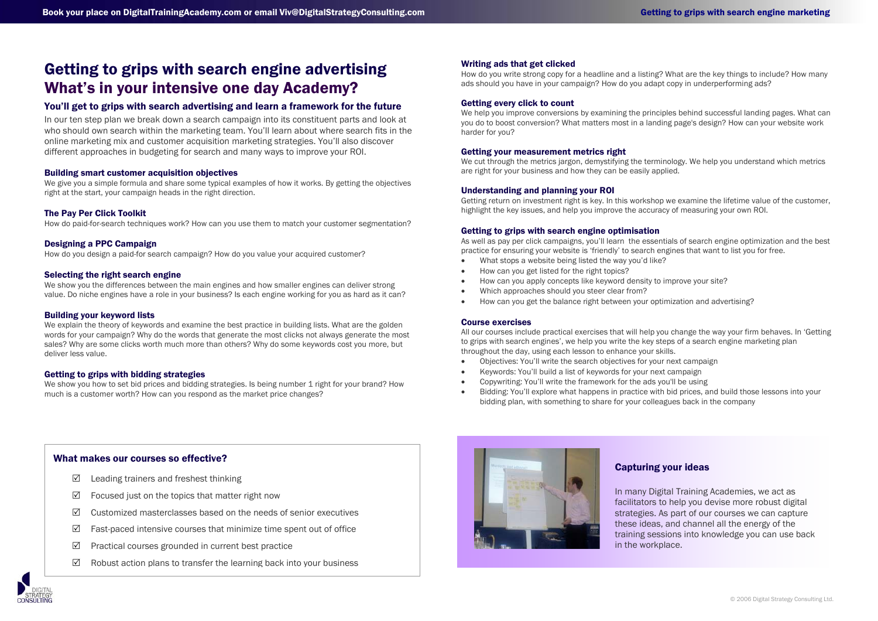# Getting to grips with search engine advertising
# What's in your intensive one day Academy?

## You'll get to grips with search advertising and learn a framework for the future

In our ten step plan we break down a search campaign into its constituent parts and look at who should own search within the marketing team. You'll learn about where search fits in the online marketing mix and customer acquisition marketing strategies. You'll also discover different approaches in budgeting for search and many ways to improve your ROI.

### Building smart customer acquisition objectives

We give you a simple formula and share some typical examples of how it works. By getting the objectives right at the start, your campaign heads in the right direction.

### The Pay Per Click Toolkit

How do paid-for-search techniques work? How can you use them to match your customer segmentation?

### Designing a PPC Campaign

How do you design a paid-for search campaign? How do you value your acquired customer?

### Selecting the right search engine

We show you the differences between the main engines and how smaller engines can deliver strong value. Do niche engines have a role in your business? Is each engine working for you as hard as it can?

### Building your keyword lists

We explain the theory of keywords and examine the best practice in building lists. What are the golden words for your campaign? Why do the words that generate the most clicks not always generate the most sales? Why are some clicks worth much more than others? Why do some keywords cost you more, but deliver less value.

### Getting to grips with bidding strategies

We show you how to set bid prices and bidding strategies. Is being number 1 right for your brand? How much is a customer worth? How can you respond as the market price changes?

### Writing ads that get clicked

How do you write strong copy for a headline and a listing? What are the key things to include? How many ads should you have in your campaign? How do you adapt copy in underperforming ads?

### Getting every click to count

We help you improve conversions by examining the principles behind successful landing pages. What can you do to boost conversion? What matters most in a landing page's design? How can your website work harder for you?

### Getting your measurement metrics right

We cut through the metrics jargon, demystifying the terminology. We help you understand which metrics are right for your business and how they can be easily applied.

### Understanding and planning your ROI

Getting return on investment right is key. In this workshop we examine the lifetime value of the customer, highlight the key issues, and help you improve the accuracy of measuring your own ROI.

### Getting to grips with search engine optimisation

As well as pay per click campaigns, you'll learn the essentials of search engine optimization and the best practice for ensuring your website is 'friendly' to search engines that want to list you for free.

- What stops a website being listed the way you'd like?
- How can you get listed for the right topics?
- How can you apply concepts like keyword density to improve your site?
- Which approaches should you steer clear from?
- How can you get the balance right between your optimization and advertising?

### Course exercises

All our courses include practical exercises that will help you change the way your firm behaves. In 'Getting to grips with search engines', we help you write the key steps of a search engine marketing plan throughout the day, using each lesson to enhance your skills.

- Objectives: You'll write the search objectives for your next campaign
- Keywords: You'll build a list of keywords for your next campaign
- Copywriting: You'll write the framework for the ads you'll be using
- Bidding: You'll explore what happens in practice with bid prices, and build those lessons into your bidding plan, with something to share for your colleagues back in the company

### What makes our courses so effective?

- ☑ Leading trainers and freshest thinking
- ☑ Focused just on the topics that matter right now
- ☑ Customized masterclasses based on the needs of senior executives
- ☑ Fast-paced intensive courses that minimize time spent out of office
- ☑ Practical courses grounded in current best practice
- ☑ Robust action plans to transfer the learning back into your business

### Capturing your ideas

In many Digital Training Academies, we act as facilitators to help you devise more robust digital strategies. As part of our courses we can capture these ideas, and channel all the energy of the training sessions into knowledge you can use back in the workplace.

© 2006 Digital Strategy Consulting Ltd.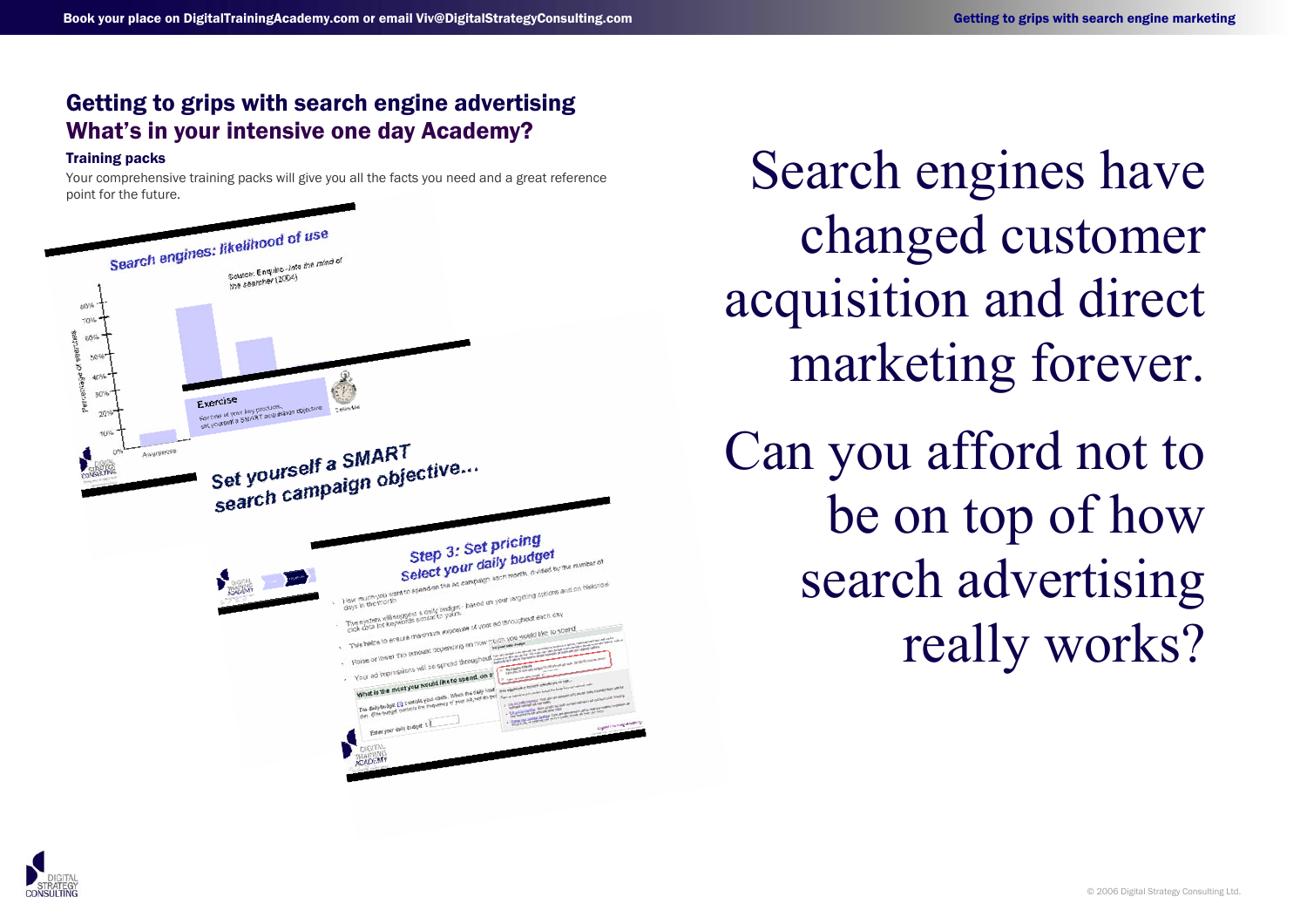## Getting to grips with search engine advertising

## What's in your intensive one day Academy?

### Training packs

Your comprehensive training packs will give you all the facts you need and a great reference point for the future.

Search engines have changed customer acquisition and direct marketing forever.

Can you afford not to be on top of how search advertising really works?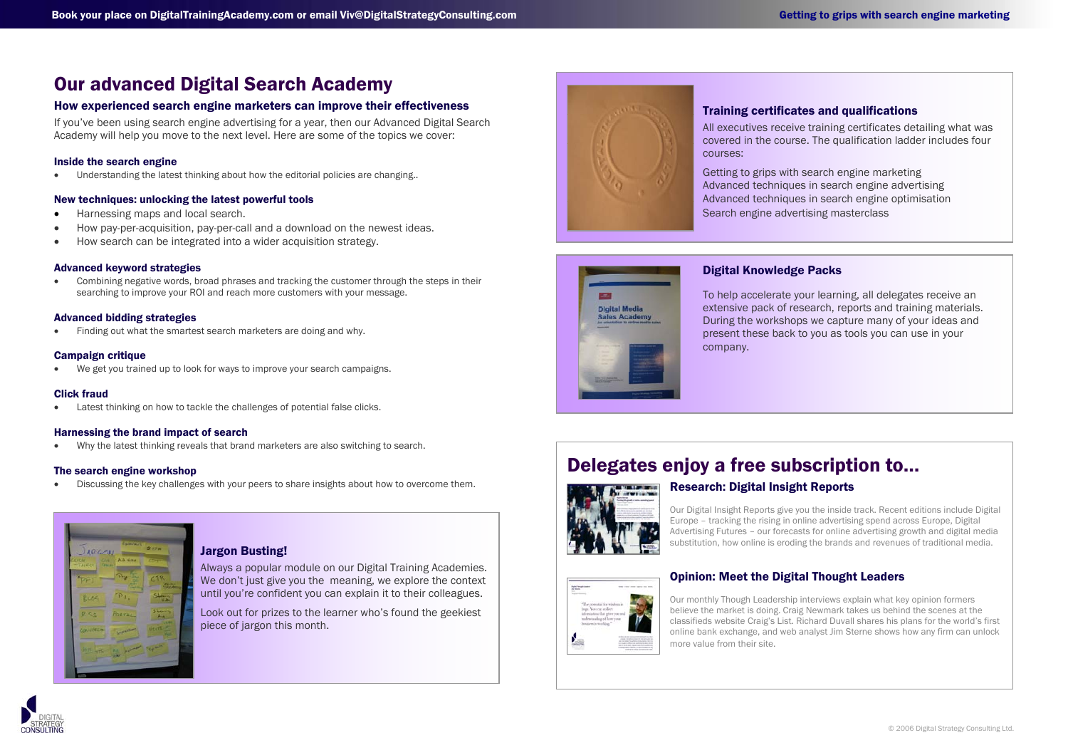# Our advanced Digital Search Academy

## How experienced search engine marketers can improve their effectiveness

If you've been using search engine advertising for a year, then our Advanced Digital Search Academy will help you move to the next level. Here are some of the topics we cover:

### Inside the search engine

- Understanding the latest thinking about how the editorial policies are changing..

### New techniques: unlocking the latest powerful tools

- Harnessing maps and local search.
- How pay-per-acquisition, pay-per-call and a download on the newest ideas.
- How search can be integrated into a wider acquisition strategy.

### Advanced keyword strategies

- Combining negative words, broad phrases and tracking the customer through the steps in their searching to improve your ROI and reach more customers with your message.

### Advanced bidding strategies

- Finding out what the smartest search marketers are doing and why.

### Campaign critique

- We get you trained up to look for ways to improve your search campaigns.

### Click fraud

- Latest thinking on how to tackle the challenges of potential false clicks.

### Harnessing the brand impact of search

- Why the latest thinking reveals that brand marketers are also switching to search.

### The search engine workshop

- Discussing the key challenges with your peers to share insights about how to overcome them.

### Jargon Busting!

Always a popular module on our Digital Training Academies. We don't just give you the meaning, we explore the context until you're confident you can explain it to their colleagues.

Look out for prizes to the learner who's found the geekiest piece of jargon this month.

### Training certificates and qualifications

All executives receive training certificates detailing what was covered in the course. The qualification ladder includes four courses:

Getting to grips with search engine marketing
Advanced techniques in search engine advertising
Advanced techniques in search engine optimisation
Search engine advertising masterclass

### Digital Knowledge Packs

To help accelerate your learning, all delegates receive an extensive pack of research, reports and training materials. During the workshops we capture many of your ideas and present these back to you as tools you can use in your company.

# Delegates enjoy a free subscription to...

### Research: Digital Insight Reports

Our Digital Insight Reports give you the inside track. Recent editions include Digital Europe – tracking the rising in online advertising spend across Europe, Digital Advertising Futures – our forecasts for online advertising growth and digital media substitution, how online is eroding the brands and revenues of traditional media.

### Opinion: Meet the Digital Thought Leaders

Our monthly Though Leadership interviews explain what key opinion formers believe the market is doing. Craig Newmark takes us behind the scenes at the classifieds website Craig's List. Richard Duvall shares his plans for the world's first online bank exchange, and web analyst Jim Sterne shows how any firm can unlock more value from their site.

© 2006 Digital Strategy Consulting Ltd.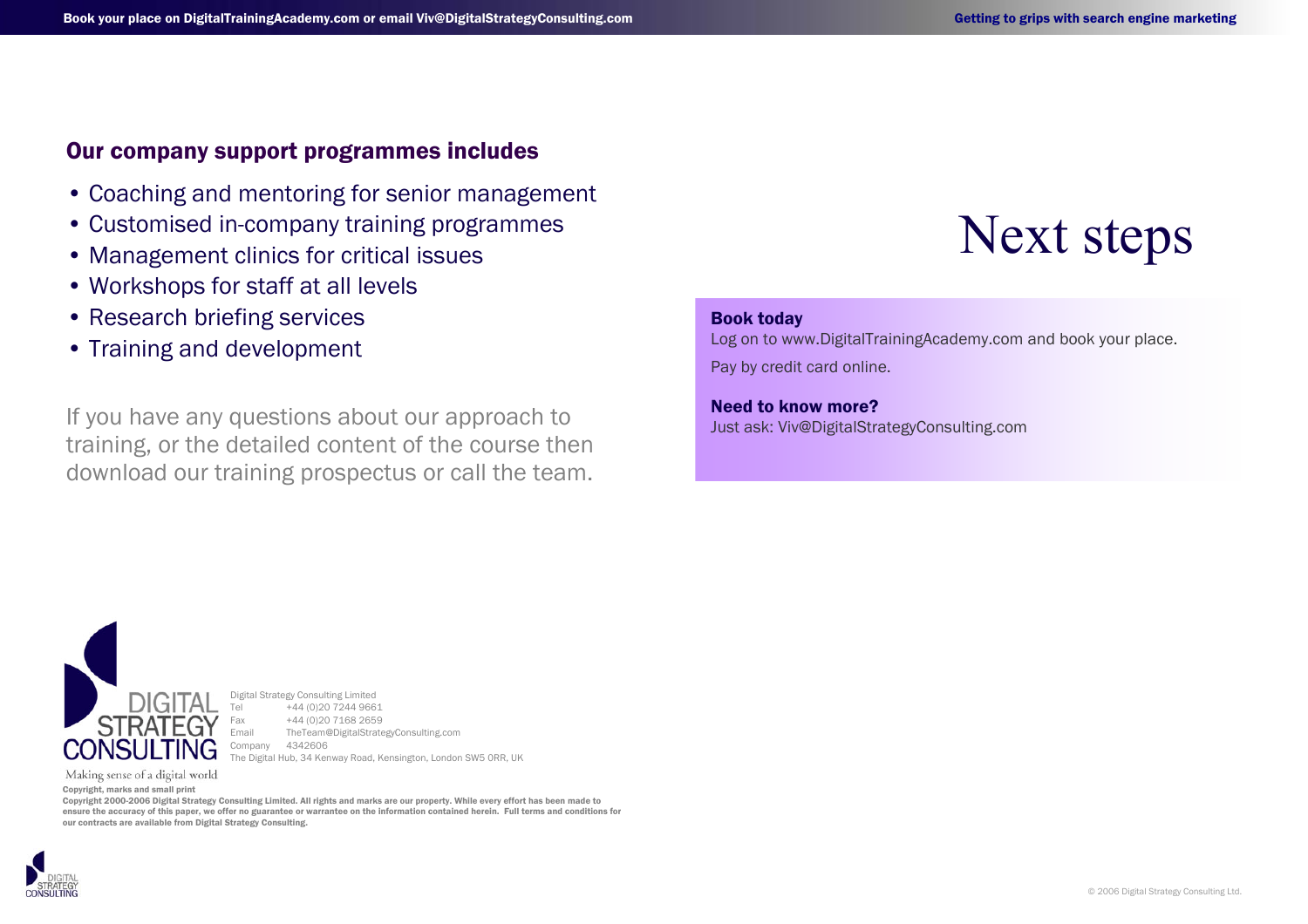## Our company support programmes includes

- Coaching and mentoring for senior management
- Customised in-company training programmes
- Management clinics for critical issues
- Workshops for staff at all levels
- Research briefing services
- Training and development

If you have any questions about our approach to training, or the detailed content of the course then download our training prospectus or call the team.

# Next steps

**Book today**
Log on to www.DigitalTrainingAcademy.com and book your place.

Pay by credit card online.

**Need to know more?**
Just ask: Viv@DigitalStrategyConsulting.com

DIGITAL STRATEGY CONSULTING
Making sense of a digital world

Digital Strategy Consulting Limited

| | |
|---|---|
| Tel | +44 (0)20 7244 9661 |
| Fax | +44 (0)20 7168 2659 |
| Email | TheTeam@DigitalStrategyConsulting.com |
| Company | 4342606 |

The Digital Hub, 34 Kenway Road, Kensington, London SW5 0RR, UK

**Copyright, marks and small print**
**Copyright 2000-2006 Digital Strategy Consulting Limited. All rights and marks are our property. While every effort has been made to ensure the accuracy of this paper, we offer no guarantee or warrantee on the information contained herein. Full terms and conditions for our contracts are available from Digital Strategy Consulting.**